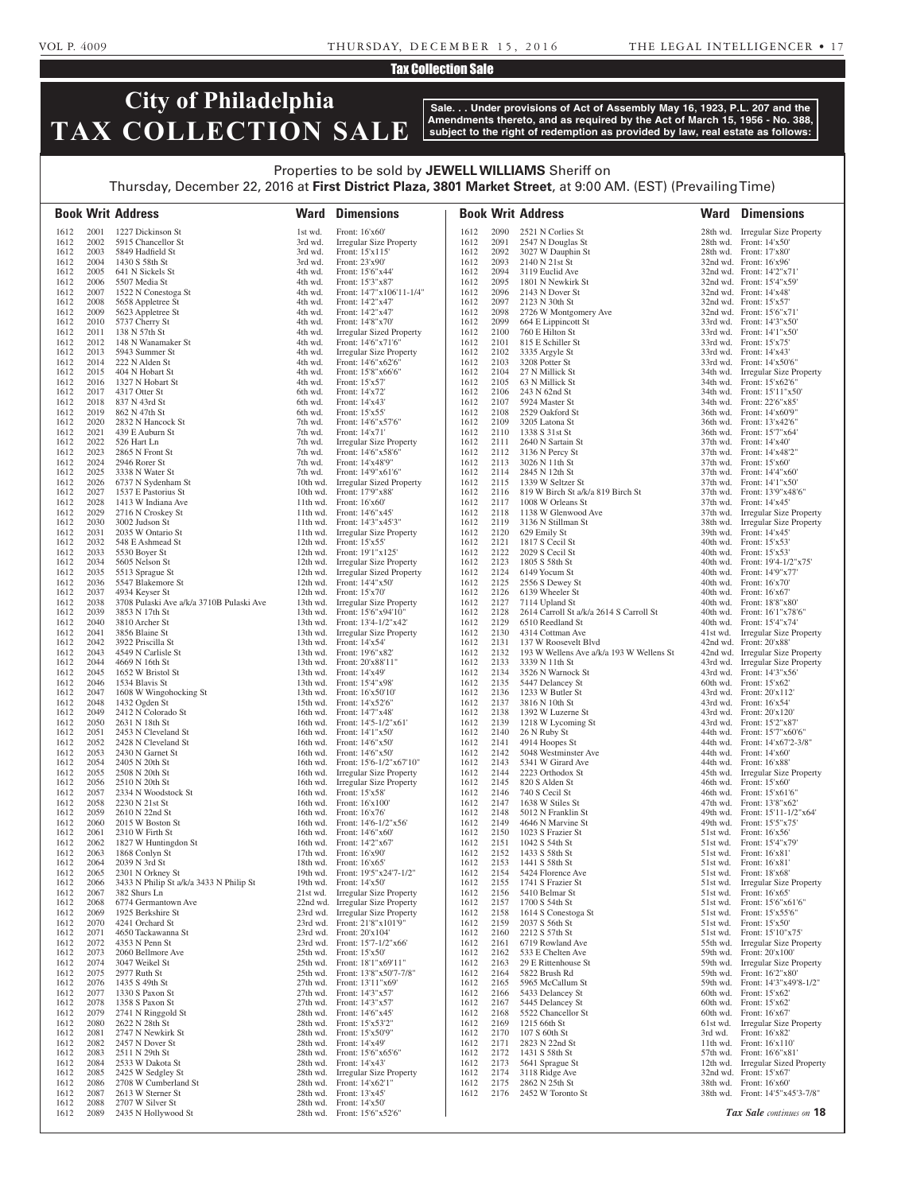## Tax Collection Sale

# City of Philadelphia TAX COLLECTION SALE

**Sale. . . Under provisions of Act of Assembly May 16, 1923, P.L. 207 and the Amendments thereto, and as required by the Act of March 15, 1956 - No. 388, subject to the right of redemption as provided by law, real estate as follows:**

Properties to be sold by **JEWELL WILLIAMS** Sheriff on
Thursday, December 22, 2016 at **First District Plaza, 3801 Market Street**, at 9:00 AM. (EST) (Prevailing Time)

| Book | Writ | Address | Ward | Dimensions |
|---|---|---|---|---|
| 1612 | 2001 | 1227 Dickinson St | 1st wd. | Front: 16'x60' |
| 1612 | 2002 | 5915 Chancellor St | 3rd wd. | Irregular Size Property |
| 1612 | 2003 | 5849 Hadfield St | 3rd wd. | Front: 15'x115' |
| 1612 | 2004 | 1430 S 58th St | 3rd wd. | Front: 23'x90' |
| 1612 | 2005 | 641 N Sickels St | 4th wd. | Front: 15'6"x44' |
| 1612 | 2006 | 5507 Media St | 4th wd. | Front: 15'3"x87' |
| 1612 | 2007 | 1522 N Conestoga St | 4th wd. | Front: 14'7"x106'11-1/4" |
| 1612 | 2008 | 5658 Appletree St | 4th wd. | Front: 14'2"x47' |
| 1612 | 2009 | 5623 Appletree St | 4th wd. | Front: 14'2"x47' |
| 1612 | 2010 | 5737 Cherry St | 4th wd. | Front: 14'8"x70' |
| 1612 | 2011 | 138 N 57th St | 4th wd. | Irregular Sized Property |
| 1612 | 2012 | 148 N Wanamaker St | 4th wd. | Front: 14'6"x71'6" |
| 1612 | 2013 | 5943 Summer St | 4th wd. | Irregular Size Property |
| 1612 | 2014 | 222 N Alden St | 4th wd. | Front: 14'6"x62'6" |
| 1612 | 2015 | 404 N Hobart St | 4th wd. | Front: 15'8"x66'6" |
| 1612 | 2016 | 1327 N Hobart St | 4th wd. | Front: 15'x57' |
| 1612 | 2017 | 4317 Otter St | 6th wd. | Front: 14'x72' |
| 1612 | 2018 | 837 N 43rd St | 6th wd. | Front: 14'x43' |
| 1612 | 2019 | 862 N 47th St | 6th wd. | Front: 15'x55' |
| 1612 | 2020 | 2832 N Hancock St | 7th wd. | Front: 14'6"x57'6" |
| 1612 | 2021 | 439 E Auburn St | 7th wd. | Front: 14'x71' |
| 1612 | 2022 | 526 Hart Ln | 7th wd. | Irregular Size Property |
| 1612 | 2023 | 2865 N Front St | 7th wd. | Front: 14'6"x58'6" |
| 1612 | 2024 | 2946 Rorer St | 7th wd. | Front: 14'x48'9" |
| 1612 | 2025 | 3338 N Water St | 7th wd. | Front: 14'9"x61'6" |
| 1612 | 2026 | 6737 N Sydenham St | 10th wd. | Irregular Sized Property |
| 1612 | 2027 | 1537 E Pastorius St | 10th wd. | Front: 17'9"x88' |
| 1612 | 2028 | 1413 W Indiana Ave | 11th wd. | Front: 16'x60' |
| 1612 | 2029 | 2716 N Croskey St | 11th wd. | Front: 14'6"x45' |
| 1612 | 2030 | 3002 Judson St | 11th wd. | Front: 14'3"x45'3" |
| 1612 | 2031 | 2035 W Ontario St | 11th wd. | Irregular Size Property |
| 1612 | 2032 | 548 E Ashmead St | 12th wd. | Front: 15'x55' |
| 1612 | 2033 | 5530 Boyer St | 12th wd. | Front: 19'1"x125' |
| 1612 | 2034 | 5605 Nelson St | 12th wd. | Irregular Size Property |
| 1612 | 2035 | 5513 Sprague St | 12th wd. | Irregular Sized Property |
| 1612 | 2036 | 5547 Blakemore St | 12th wd. | Front: 14'4"x50' |
| 1612 | 2037 | 4934 Keyser St | 12th wd. | Front: 15'x70' |
| 1612 | 2038 | 3708 Pulaski Ave a/k/a 3710B Pulaski Ave | 13th wd. | Irregular Size Property |
| 1612 | 2039 | 3853 N 17th St | 13th wd. | Front: 15'6"x94'10" |
| 1612 | 2040 | 3810 Archer St | 13th wd. | Front: 13'4-1/2"x42' |
| 1612 | 2041 | 3856 Blaine St | 13th wd. | Irregular Size Property |
| 1612 | 2042 | 3922 Priscilla St | 13th wd. | Front: 14'x54' |
| 1612 | 2043 | 4549 N Carlisle St | 13th wd. | Front: 19'6"x82' |
| 1612 | 2044 | 4669 N 16th St | 13th wd. | Front: 20'x88'11" |
| 1612 | 2045 | 1652 W Bristol St | 13th wd. | Front: 14'x49' |
| 1612 | 2046 | 1534 Blavis St | 13th wd. | Front: 15'4"x98' |
| 1612 | 2047 | 1608 W Wingohocking St | 13th wd. | Front: 16'x50'10' |
| 1612 | 2048 | 1432 Ogden St | 15th wd. | Front: 14'x52'6" |
| 1612 | 2049 | 2412 N Colorado St | 16th wd. | Front: 14'7"x48' |
| 1612 | 2050 | 2631 N 18th St | 16th wd. | Front: 14'5-1/2"x61' |
| 1612 | 2051 | 2453 N Cleveland St | 16th wd. | Front: 14'1"x50' |
| 1612 | 2052 | 2428 N Cleveland St | 16th wd. | Front: 14'6"x50' |
| 1612 | 2053 | 2430 N Garnet St | 16th wd. | Front: 14'6"x50' |
| 1612 | 2054 | 2405 N 20th St | 16th wd. | Front: 15'6-1/2"x67'10" |
| 1612 | 2055 | 2508 N 20th St | 16th wd. | Irregular Size Property |
| 1612 | 2056 | 2510 N 20th St | 16th wd. | Irregular Size Property |
| 1612 | 2057 | 2334 N Woodstock St | 16th wd. | Front: 15'x58' |
| 1612 | 2058 | 2230 N 21st St | 16th wd. | Front: 16'x100' |
| 1612 | 2059 | 2610 N 22nd St | 16th wd. | Front: 16'x76' |
| 1612 | 2060 | 2015 W Boston St | 16th wd. | Front: 14'6-1/2"x56' |
| 1612 | 2061 | 2310 W Firth St | 16th wd. | Front: 14'6"x60' |
| 1612 | 2062 | 1827 W Huntingdon St | 16th wd. | Front: 14'2"x67' |
| 1612 | 2063 | 1868 Conlyn St | 17th wd. | Front: 16'x90' |
| 1612 | 2064 | 2039 N 3rd St | 18th wd. | Front: 16'x65' |
| 1612 | 2065 | 2301 N Orkney St | 19th wd. | Front: 19'5"x24'7-1/2" |
| 1612 | 2066 | 3433 N Philip St a/k/a 3433 N Philip St | 19th wd. | Front: 14'x50' |
| 1612 | 2067 | 382 Shurs Ln | 21st wd. | Irregular Size Property |
| 1612 | 2068 | 6774 Germantown Ave | 22nd wd. | Irregular Size Property |
| 1612 | 2069 | 1925 Berkshire St | 23rd wd. | Irregular Size Property |
| 1612 | 2070 | 4241 Orchard St | 23rd wd. | Front: 21'8"x101'9" |
| 1612 | 2071 | 4650 Tackawanna St | 23rd wd. | Front: 20'x104' |
| 1612 | 2072 | 4353 N Penn St | 23rd wd. | Front: 15'7-1/2"x66' |
| 1612 | 2073 | 2060 Bellmore Ave | 25th wd. | Front: 15'x50' |
| 1612 | 2074 | 3047 Weikel St | 25th wd. | Front: 18'1"x69'11" |
| 1612 | 2075 | 2977 Ruth St | 25th wd. | Front: 13'8"x50'7-7/8" |
| 1612 | 2076 | 1435 S 49th St | 27th wd. | Front: 13'11"x69' |
| 1612 | 2077 | 1330 S Paxon St | 27th wd. | Front: 14'3"x57' |
| 1612 | 2078 | 1358 S Paxon St | 27th wd. | Front: 14'3"x57' |
| 1612 | 2079 | 2741 N Ringgold St | 28th wd. | Front: 14'6"x45' |
| 1612 | 2080 | 2622 N 28th St | 28th wd. | Front: 15'x53'2" |
| 1612 | 2081 | 2747 N Newkirk St | 28th wd. | Front: 15'x50'9" |
| 1612 | 2082 | 2457 N Dover St | 28th wd. | Front: 14'x49' |
| 1612 | 2083 | 2511 N 29th St | 28th wd. | Front: 15'6"x65'6" |
| 1612 | 2084 | 2533 W Dakota St | 28th wd. | Front: 14'x43' |
| 1612 | 2085 | 2425 W Sedgley St | 28th wd. | Irregular Size Property |
| 1612 | 2086 | 2708 W Cumberland St | 28th wd. | Front: 14'x62'1" |
| 1612 | 2087 | 2613 W Sterner St | 28th wd. | Front: 13'x45' |
| 1612 | 2088 | 2707 W Silver St | 28th wd. | Front: 14'x50' |
| 1612 | 2089 | 2435 N Hollywood St | 28th wd. | Front: 15'6"x52'6" |
| 1612 | 2090 | 2521 N Corlies St | 28th wd. | Irregular Size Property |
| 1612 | 2091 | 2547 N Douglas St | 28th wd. | Front: 14'x50' |
| 1612 | 2092 | 3027 W Dauphin St | 28th wd. | Front: 17'x80' |
| 1612 | 2093 | 2140 N 21st St | 32nd wd. | Front: 16'x96' |
| 1612 | 2094 | 3119 Euclid Ave | 32nd wd. | Front: 14'2"x71' |
| 1612 | 2095 | 1801 N Newkirk St | 32nd wd. | Front: 15'4"x59' |
| 1612 | 2096 | 2143 N Dover St | 32nd wd. | Front: 14'x48' |
| 1612 | 2097 | 2123 N 30th St | 32nd wd. | Front: 15'x57' |
| 1612 | 2098 | 2726 W Montgomery Ave | 32nd wd. | Front: 15'6"x71' |
| 1612 | 2099 | 664 E Lippincott St | 33rd wd. | Front: 14'3"x50' |
| 1612 | 2100 | 760 E Hilton St | 33rd wd. | Front: 14'1"x50' |
| 1612 | 2101 | 815 E Schiller St | 33rd wd. | Front: 15'x75' |
| 1612 | 2102 | 3335 Argyle St | 33rd wd. | Front: 14'x43' |
| 1612 | 2103 | 3208 Potter St | 33rd wd. | Front: 14'x50'6" |
| 1612 | 2104 | 27 N Millick St | 34th wd. | Irregular Size Property |
| 1612 | 2105 | 63 N Millick St | 34th wd. | Front: 15'x62'6" |
| 1612 | 2106 | 243 N 62nd St | 34th wd. | Front: 15'11"x50' |
| 1612 | 2107 | 5924 Master St | 34th wd. | Front: 22'6"x85' |
| 1612 | 2108 | 2529 Oakford St | 36th wd. | Front: 14'x60'9" |
| 1612 | 2109 | 3205 Latona St | 36th wd. | Front: 13'x42'6" |
| 1612 | 2110 | 1338 S 31st St | 36th wd. | Front: 15'7"x64' |
| 1612 | 2111 | 2640 N Sartain St | 37th wd. | Front: 14'x40' |
| 1612 | 2112 | 3136 N Percy St | 37th wd. | Front: 14'x48'2" |
| 1612 | 2113 | 3026 N 11th St | 37th wd. | Front: 15'x60' |
| 1612 | 2114 | 2845 N 12th St | 37th wd. | Front: 14'4"x60' |
| 1612 | 2115 | 1339 W Seltzer St | 37th wd. | Front: 14'1"x50' |
| 1612 | 2116 | 819 W Birch St a/k/a 819 Birch St | 37th wd. | Front: 13'9"x48'6" |
| 1612 | 2117 | 1008 W Orleans St | 37th wd. | Front: 14'x45' |
| 1612 | 2118 | 1138 W Glenwood Ave | 37th wd. | Irregular Size Property |
| 1612 | 2119 | 3136 N Stillman St | 38th wd. | Irregular Size Property |
| 1612 | 2120 | 629 Emily St | 39th wd. | Front: 14'x45' |
| 1612 | 2121 | 1817 S Cecil St | 40th wd. | Front: 15'x53' |
| 1612 | 2122 | 2029 S Cecil St | 40th wd. | Front: 15'x53' |
| 1612 | 2123 | 1805 S 58th St | 40th wd. | Front: 19'4-1/2"x75' |
| 1612 | 2124 | 6149 Yocum St | 40th wd. | Front: 14'9"x77' |
| 1612 | 2125 | 2556 S Dewey St | 40th wd. | Front: 16'x70' |
| 1612 | 2126 | 6139 Wheeler St | 40th wd. | Front: 16'x67' |
| 1612 | 2127 | 7114 Upland St | 40th wd. | Front: 18'8"x80' |
| 1612 | 2128 | 2614 Carroll St a/k/a 2614 S Carroll St | 40th wd. | Front: 16'1"x78'6" |
| 1612 | 2129 | 6510 Reedland St | 40th wd. | Front: 15'4"x74' |
| 1612 | 2130 | 4314 Cottman Ave | 41st wd. | Irregular Size Property |
| 1612 | 2131 | 137 W Roosevelt Blvd | 42nd wd. | Front: 20'x88' |
| 1612 | 2132 | 193 W Wellens Ave a/k/a 193 W Wellens St | 42nd wd. | Irregular Size Property |
| 1612 | 2133 | 3339 N 11th St | 43rd wd. | Irregular Size Property |
| 1612 | 2134 | 3526 N Warnock St | 43rd wd. | Front: 14'3"x56' |
| 1612 | 2135 | 5447 Delancey St | 60th wd. | Front: 15'x62' |
| 1612 | 2136 | 1233 W Butler St | 43rd wd. | Front: 20'x112' |
| 1612 | 2137 | 3816 N 10th St | 43rd wd. | Front: 16'x54' |
| 1612 | 2138 | 1392 W Luzerne St | 43rd wd. | Front: 20'x120' |
| 1612 | 2139 | 1218 W Lycoming St | 43rd wd. | Front: 15'2"x87' |
| 1612 | 2140 | 26 N Ruby St | 44th wd. | Front: 15'7"x60'6" |
| 1612 | 2141 | 4914 Hoopes St | 44th wd. | Front: 14'x67'2-3/8" |
| 1612 | 2142 | 5048 Westminster Ave | 44th wd. | Front: 14'x60' |
| 1612 | 2143 | 5341 W Girard Ave | 44th wd. | Front: 16'x88' |
| 1612 | 2144 | 2223 Orthodox St | 45th wd. | Irregular Size Property |
| 1612 | 2145 | 820 S Alden St | 46th wd. | Front: 15'x60' |
| 1612 | 2146 | 740 S Cecil St | 46th wd. | Front: 15'x61'6" |
| 1612 | 2147 | 1638 W Stiles St | 47th wd. | Front: 13'8"x62' |
| 1612 | 2148 | 5012 N Franklin St | 49th wd. | Front: 15'11-1/2"x64' |
| 1612 | 2149 | 4646 N Marvine St | 49th wd. | Front: 15'5"x75' |
| 1612 | 2150 | 1023 S Frazier St | 51st wd. | Front: 16'x56' |
| 1612 | 2151 | 1042 S 54th St | 51st wd. | Front: 15'4"x79' |
| 1612 | 2152 | 1433 S 58th St | 51st wd. | Front: 16'x81' |
| 1612 | 2153 | 1441 S 58th St | 51st wd. | Front: 16'x81' |
| 1612 | 2154 | 5424 Florence Ave | 51st wd. | Front: 18'x68' |
| 1612 | 2155 | 1741 S Frazier St | 51st wd. | Irregular Size Property |
| 1612 | 2156 | 5410 Belmar St | 51st wd. | Front: 16'x65' |
| 1612 | 2157 | 1700 S 54th St | 51st wd. | Front: 15'6"x61'6" |
| 1612 | 2158 | 1614 S Conestoga St | 51st wd. | Front: 15'x55'6" |
| 1612 | 2159 | 2037 S 56th St | 51st wd. | Front: 15'x50' |
| 1612 | 2160 | 2212 S 57th St | 51st wd. | Front: 15'10"x75' |
| 1612 | 2161 | 6719 Rowland Ave | 55th wd. | Irregular Size Property |
| 1612 | 2162 | 533 E Chelten Ave | 59th wd. | Front: 20'x100' |
| 1612 | 2163 | 29 E Rittenhouse St | 59th wd. | Irregular Size Property |
| 1612 | 2164 | 5822 Brush Rd | 59th wd. | Front: 16'2"x80' |
| 1612 | 2165 | 5965 McCallum St | 59th wd. | Front: 14'3"x49'8-1/2" |
| 1612 | 2166 | 5433 Delancey St | 60th wd. | Front: 15'x62' |
| 1612 | 2167 | 5445 Delancey St | 60th wd. | Front: 15'x62' |
| 1612 | 2168 | 5522 Chancellor St | 60th wd. | Front: 16'x67' |
| 1612 | 2169 | 1215 66th St | 61st wd. | Irregular Size Property |
| 1612 | 2170 | 107 S 60th St | 3rd wd. | Front: 16'x82' |
| 1612 | 2171 | 2823 N 22nd St | 11th wd. | Front: 16'x110' |
| 1612 | 2172 | 1431 S 58th St | 57th wd. | Front: 16'6"x81' |
| 1612 | 2173 | 5641 Sprague St | 12th wd. | Irregular Sized Property |
| 1612 | 2174 | 3118 Ridge Ave | 32nd wd. | Front: 15'x67' |
| 1612 | 2175 | 2862 N 25th St | 38th wd. | Front: 16'x60' |
| 1612 | 2176 | 2452 W Toronto St | 38th wd. | Front: 14'5"x45'3-7/8" |

***Tax Sale** continues on* **18**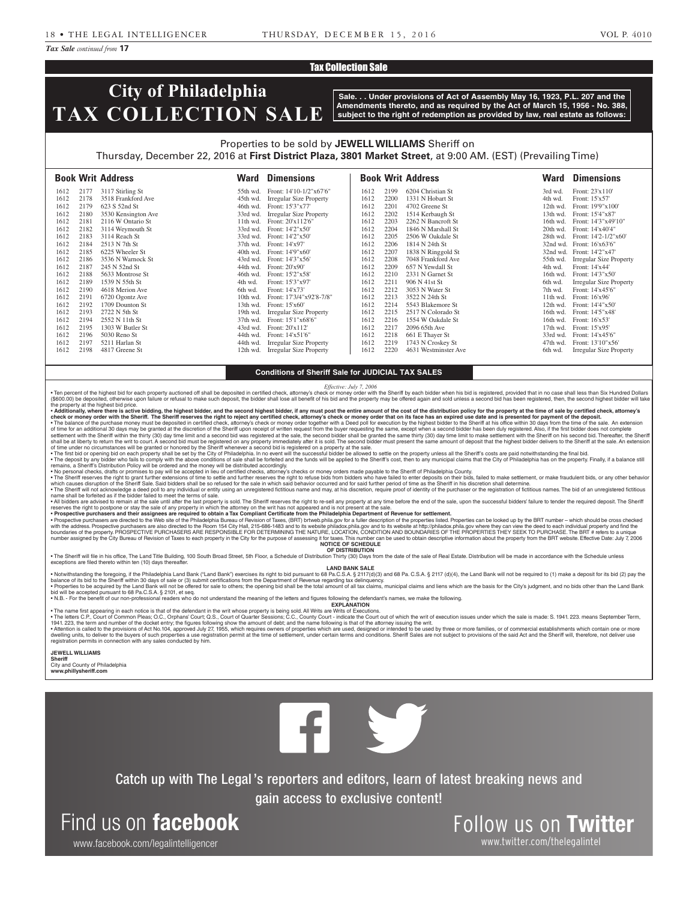*Tax Sale continued from* **17**

**Tax Collection Sale**

# City of Philadelphia TAX COLLECTION SALE

**Sale. . . Under provisions of Act of Assembly May 16, 1923, P.L. 207 and the Amendments thereto, and as required by the Act of March 15, 1956 - No. 388, subject to the right of redemption as provided by law, real estate as follows:**

Properties to be sold by **JEWELL WILLIAMS** Sheriff on
Thursday, December 22, 2016 at **First District Plaza, 3801 Market Street**, at 9:00 AM. (EST) (Prevailing Time)

| Book | Writ | Address | Ward | Dimensions |
|---|---|---|---|---|
| 1612 | 2177 | 3117 Stirling St | 55th wd. | Front: 14'10-1/2"x67'6" |
| 1612 | 2178 | 3518 Frankford Ave | 45th wd. | Irregular Size Property |
| 1612 | 2179 | 623 S 52nd St | 46th wd. | Front: 15'3"x77' |
| 1612 | 2180 | 3530 Kensington Ave | 33rd wd. | Irregular Size Property |
| 1612 | 2181 | 2116 W Ontario St | 11th wd. | Front: 20'x112'6" |
| 1612 | 2182 | 3114 Weymouth St | 33rd wd. | Front: 14'2"x50' |
| 1612 | 2183 | 3114 Reach St | 33rd wd. | Front: 14'2"x50' |
| 1612 | 2184 | 2513 N 7th St | 37th wd. | Front: 14'x97' |
| 1612 | 2185 | 6225 Wheeler St | 40th wd. | Front: 14'9"x60' |
| 1612 | 2186 | 3536 N Warnock St | 43rd wd. | Front: 14'3"x56' |
| 1612 | 2187 | 245 N 52nd St | 44th wd. | Front: 20'x90' |
| 1612 | 2188 | 5633 Montrose St | 46th wd. | Front: 15'2"x58' |
| 1612 | 2189 | 1539 N 55th St | 4th wd. | Front: 15'3"x97' |
| 1612 | 2190 | 4618 Merion Ave | 6th wd. | Front: 14'x73' |
| 1612 | 2191 | 6720 Ogontz Ave | 10th wd. | Front: 17'3/4"x92'8-7/8" |
| 1612 | 2192 | 1709 Dounton St | 13th wd. | Front: 15'x60' |
| 1612 | 2193 | 2722 N 5th St | 19th wd. | Irregular Size Property |
| 1612 | 2194 | 2552 N 11th St | 37th wd. | Front: 15'1"x68'6" |
| 1612 | 2195 | 1303 W Butler St | 43rd wd. | Front: 20'x112' |
| 1612 | 2196 | 5030 Reno St | 44th wd. | Front: 14'x51'6" |
| 1612 | 2197 | 5211 Harlan St | 44th wd. | Irregular Size Property |
| 1612 | 2198 | 4817 Greene St | 12th wd. | Irregular Size Property |
| 1612 | 2199 | 6204 Christian St | 3rd wd. | Front: 23'x110' |
| 1612 | 2200 | 1331 N Hobart St | 4th wd. | Front: 15'x57' |
| 1612 | 2201 | 4702 Greene St | 12th wd. | Front: 19'9"x100' |
| 1612 | 2202 | 1514 Kerbaugh St | 13th wd. | Front: 15'4"x87' |
| 1612 | 2203 | 2262 N Bancroft St | 16th wd. | Front: 14'3"x49'10" |
| 1612 | 2204 | 1846 N Marshall St | 20th wd. | Front: 14'x40'4" |
| 1612 | 2205 | 2506 W Oakdale St | 28th wd. | Front: 14'2-1/2"x60' |
| 1612 | 2206 | 1814 N 24th St | 32nd wd. | Front: 16'x63'6" |
| 1612 | 2207 | 1838 N Ringgold St | 32nd wd. | Front: 14'2"x47' |
| 1612 | 2208 | 7048 Frankford Ave | 55th wd. | Irregular Size Property |
| 1612 | 2209 | 657 N Yewdall St | 4th wd. | Front: 14'x44' |
| 1612 | 2210 | 2331 N Garnet St | 16th wd. | Front: 14'3"x50' |
| 1612 | 2211 | 906 N 41st St | 6th wd. | Irregular Size Property |
| 1612 | 2212 | 4508 N Water St | 7th wd. | Front: 14'x45'6" |
| 1612 | 2213 | 3522 N 24th St | 11th wd. | Front: 16'x96' |
| 1612 | 2214 | 5543 Blakemore St | 12th wd. | Front: 14'4"x50' |
| 1612 | 2215 | 2517 N Colorado St | 16th wd. | Front: 14'5"x48' |
| 1612 | 2216 | 1554 W Oakdale St | 16th wd. | Front: 16'x53' |
| 1612 | 2217 | 2096 65th Ave | 17th wd. | Front: 15'x95' |
| 1612 | 2218 | 661 E Thayer St | 33rd wd. | Front: 14'x45'6" |
| 1612 | 2219 | 1743 N Croskey St | 47th wd. | Front: 13'10"x56' |
| 1612 | 2220 | 4631 Westminster Ave | 6th wd. | Irregular Size Property |

## Conditions of Sheriff Sale for JUDICIAL TAX SALES

*Effective: July 7, 2006*

• Ten percent of the highest bid for each property auctioned off shall be deposited in certified check, attorney's check or money order with the Sheriff by each bidder when his bid is registered, provided that in no case shall less than Six Hundred Dollars ($600.00) be deposited, otherwise upon failure or refusal to make such deposit, the bidder shall lose all benefit of his bid and the property may be offered again and sold unless a second bid has been registered, then, the second highest bidder will take the property at the highest bid price.

• **Additionally, where there is active bidding, the highest bidder, and the second highest bidder, if any must post the entire amount of the cost of the distribution policy for the property at the time of sale by certified check, attorney's check or money order with the Sheriff. The Sheriff reserves the right to reject any certified check, attorney's check or money order that on its face has an expired use date and is presented for payment of the deposit.**

• The balance of the purchase money must be deposited in certified check, attorney's check or money order together with a Deed poll for execution by the highest bidder to the Sheriff at his office within 30 days from the time of the sale. An extension of time for an additional 30 days may be granted at the discretion of the Sheriff upon receipt of written request from the buyer requesting the same, except when a second bidder has been duly registered. Also, if the first bidder does not complete settlement with the Sheriff within the thirty (30) day time limit and a second bid was registered at the sale, the second bidder shall be granted the same thirty (30) day time limit to make settlement with the Sheriff on his second bid. Thereafter, the Sheriff shall be at liberty to return the writ to court. A second bid must be registered on any property immediately after it is sold. The second bidder must present the same amount of deposit that the highest bidder delivers to the Sheriff at the sale. An extension of time under no circumstances will be granted or honored by the Sheriff whenever a second bid is registered on a property at the sale.

• The first bid or opening bid on each property shall be set by the City of Philadelphia. In no event will the successful bidder be allowed to settle on the property unless all the Sheriff's costs are paid notwithstanding the final bid.

• The deposit by any bidder who fails to comply with the above conditions of sale shall be forfeited and the funds will be applied to the Sheriff's cost, then to any municipal claims that the City of Philadelphia has on the property. Finally, if a balance still remains, a Sheriff's Distribution Policy will be ordered and the money will be distributed accordingly.

• No personal checks, drafts or promises to pay will be accepted in lieu of certified checks, attorney's checks or money orders made payable to the Sheriff of Philadelphia County.

• The Sheriff reserves the right to grant further extensions of time to settle and further reserves the right to refuse bids from bidders who have failed to enter deposits on their bids, failed to make settlement, or make fraudulent bids, or any other behavior which causes disruption of the Sheriff Sale. Said bidders shall be so refused for the sale in which said behavior occurred and for said further period of time as the Sheriff in his discretion shall determine.

• The Sheriff will not acknowledge a deed poll to any individual or entity using an unregistered fictitious name and may, at his discretion, require proof of identity of the purchaser or the registration of fictitious names. The bid of an unregistered fictitious name shall be forfeited as if the bidder failed to meet the terms of sale.

• All bidders are advised to remain at the sale until after the last property is sold. The Sheriff reserves the right to re-sell any property at any time before the end of the sale, upon the successful bidders' failure to tender the required deposit. The Sheriff reserves the right to postpone or stay the sale of any property in which the attorney on the writ has not appeared and is not present at the sale.

• **Prospective purchasers and their assignees are required to obtain a Tax Compliant Certificate from the Philadelphia Department of Revenue for settlement.**

• Prospective purchasers are directed to the Web site of the Philadelphia Bureau of Revision of Taxes, (BRT) brtweb.phila.gov for a fuller description of the properties listed. Properties can be looked up by the BRT number – which should be cross checked with the address. Prospective purchasers are also directed to the Room 154 City Hall, 215-686-1483 and to its website philadox.phila.gov and to its website at http://philadox.phila.gov where they can view the deed to each individual property and find the boundaries of the property. PROSPECTIVE PURCHASERS ARE RESPONSIBLE FOR DETERMINING THE NATURE, LOCATION, CONDITION AND BOUNDARIES OF THE PROPERTIES THEY SEEK TO PURCHASE. The BRT # refers to a unique number assigned by the City Bureau of Revision of Taxes to each property in the City for the purpose of assessing it for taxes. This number can be used to obtain descriptive information about the property from the BRT website. Effective Date: July 7, 2006

**NOTICE OF SCHEDULE OF DISTRIBUTION**

• The Sheriff will file in his office, The Land Title Building, 100 South Broad Street, 5th Floor, a Schedule of Distribution Thirty (30) Days from the date of the sale of Real Estate. Distribution will be made in accordance with the Schedule unless exceptions are filed thereto within ten (10) days thereafter.

**LAND BANK SALE**

• Notwithstanding the foregoing, if the Philadelphia Land Bank ("Land Bank") exercises its right to bid pursuant to 68 Pa.C.S.A. § 2117(d)(3) and 68 Pa. C.S.A. § 2117 (d)(4), the Land Bank will not be required to (1) make a deposit for its bid (2) pay the balance of its bid to the Sheriff within 30 days of sale or (3) submit certifications from the Department of Revenue regarding tax delinquency.

• Properties to be acquired by the Land Bank will not be offered for sale to others; the opening bid shall be the total amount of all tax claims, municipal claims and liens which are the basis for the City's judgment, and no bids other than the Land Bank bid will be accepted pursuant to 68 Pa.C.S.A. § 2101, et seq.

• N.B. - For the benefit of our non-professional readers who do not understand the meaning of the letters and figures following the defendant's names, we make the following.

**EXPLANATION**

• The name first appearing in each notice is that of the defendant in the writ whose property is being sold. All Writs are Writs of Executions.

• The letters C.P., Court of Common Pleas; O.C., Orphans' Court; Q.S., Court of Quarter Sessions; C.C., County Court - indicate the Court out of which the writ of execution issues under which the sale is made: S. 1941. 223. means September Term, 1941. 223, the term and number of the docket entry; the figures following show the amount of debt; and the name following is that of the attorney issuing the writ.

• Attention is called to the provisions of Act No.104, approved July 27, 1955, which requires owners of properties which are used, designed or intended to be used by three or more families, or of commercial establishments which contain one or more dwelling units, to deliver to the buyers of such properties a use registration permit at the time of settlement, under certain terms and conditions. Sheriff Sales are not subject to provisions of the said Act and the Sheriff will, therefore, not deliver use registration permits in connection with any sales conducted by him.

**JEWELL WILLIAMS**
**Sheriff**
City and County of Philadelphia
**www.phillysheriff.com**

Catch up with The Legal's reporters and editors, learn of latest breaking news and gain access to exclusive content!

Find us on **facebook**
www.facebook.com/legalintelligencer

Follow us on **Twitter**
www.twitter.com/thelegalintel